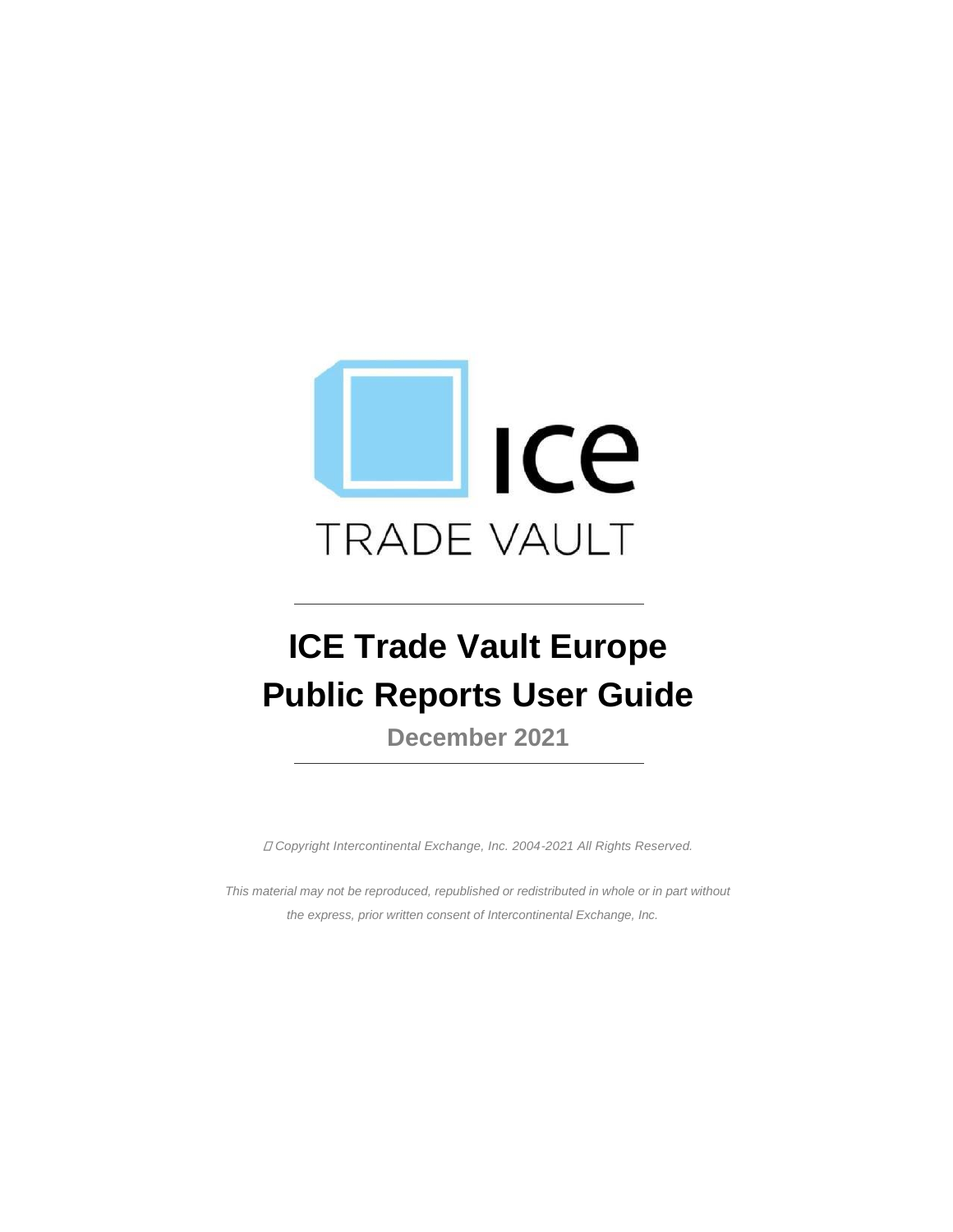ICE

TRADE VAULT

# ICE Trade Vault Europe
# Public Reports User Guide

**December 2021**

*Copyright Intercontinental Exchange, Inc. 2004-2021 All Rights Reserved.*

*This material may not be reproduced, republished or redistributed in whole or in part without the express, prior written consent of Intercontinental Exchange, Inc.*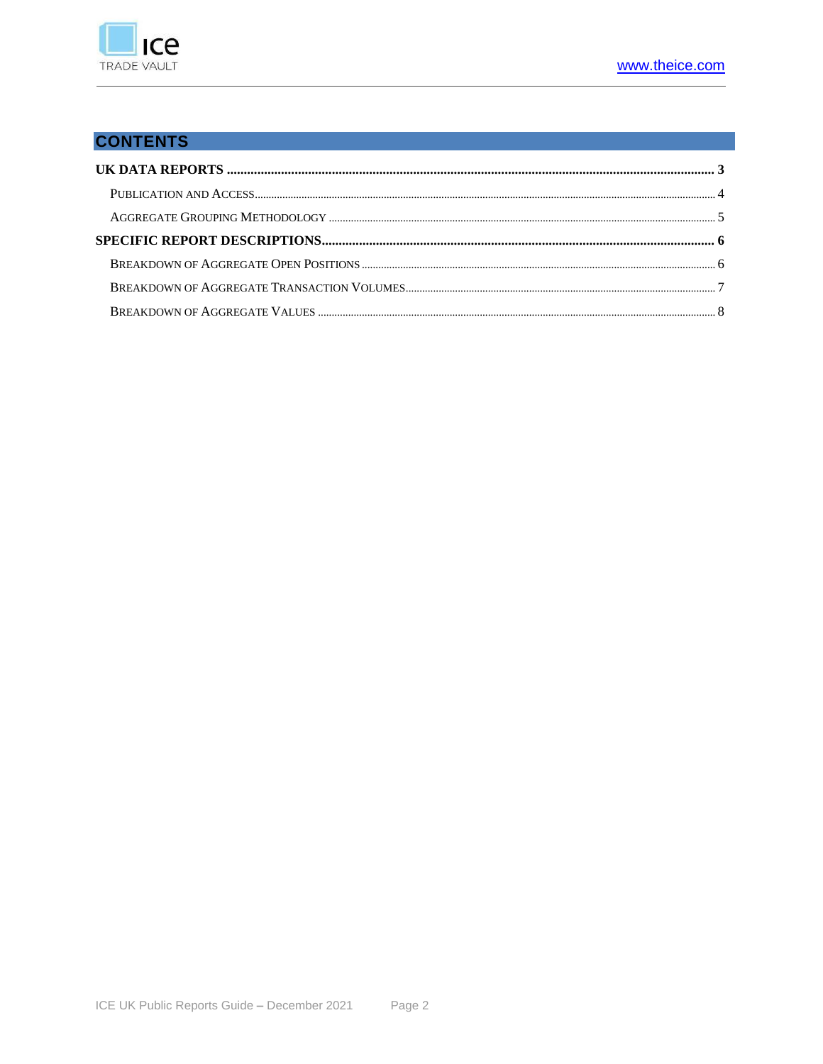# CONTENTS

**UK DATA REPORTS** ..... **3**

- PUBLICATION AND ACCESS ..... 4
- AGGREGATE GROUPING METHODOLOGY ..... 5

**SPECIFIC REPORT DESCRIPTIONS** ..... **6**

- BREAKDOWN OF AGGREGATE OPEN POSITIONS ..... 6
- BREAKDOWN OF AGGREGATE TRANSACTION VOLUMES ..... 7
- BREAKDOWN OF AGGREGATE VALUES ..... 8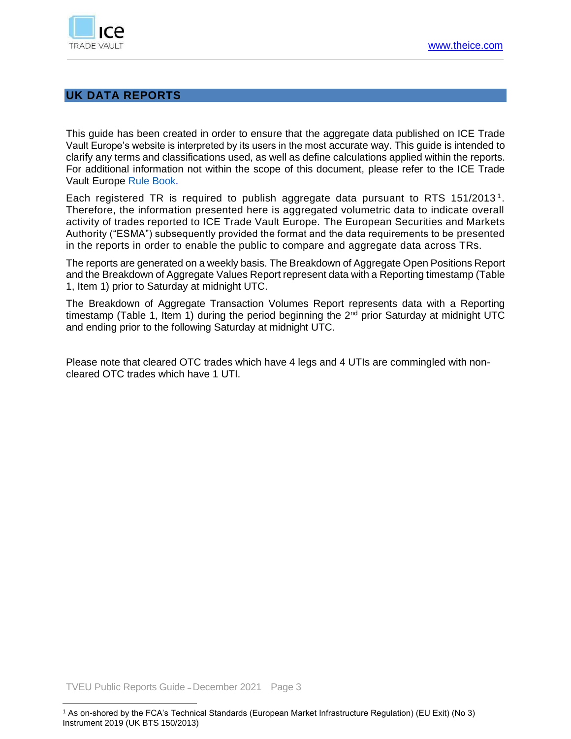## UK DATA REPORTS

This guide has been created in order to ensure that the aggregate data published on ICE Trade Vault Europe's website is interpreted by its users in the most accurate way. This guide is intended to clarify any terms and classifications used, as well as define calculations applied within the reports. For additional information not within the scope of this document, please refer to the ICE Trade Vault Europe Rule Book.

Each registered TR is required to publish aggregate data pursuant to RTS 151/2013[1]. Therefore, the information presented here is aggregated volumetric data to indicate overall activity of trades reported to ICE Trade Vault Europe. The European Securities and Markets Authority ("ESMA") subsequently provided the format and the data requirements to be presented in the reports in order to enable the public to compare and aggregate data across TRs.

The reports are generated on a weekly basis. The Breakdown of Aggregate Open Positions Report and the Breakdown of Aggregate Values Report represent data with a Reporting timestamp (Table 1, Item 1) prior to Saturday at midnight UTC.

The Breakdown of Aggregate Transaction Volumes Report represents data with a Reporting timestamp (Table 1, Item 1) during the period beginning the 2nd prior Saturday at midnight UTC and ending prior to the following Saturday at midnight UTC.

Please note that cleared OTC trades which have 4 legs and 4 UTIs are commingled with non-cleared OTC trades which have 1 UTI.

[1] As on-shored by the FCA's Technical Standards (European Market Infrastructure Regulation) (EU Exit) (No 3) Instrument 2019 (UK BTS 150/2013)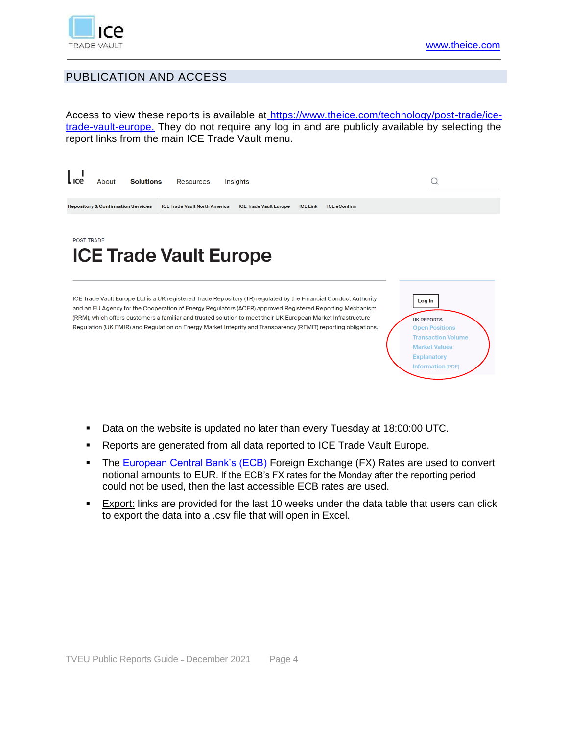## PUBLICATION AND ACCESS

Access to view these reports is available at https://www.theice.com/technology/post-trade/ice-trade-vault-europe. They do not require any log in and are publicly available by selecting the report links from the main ICE Trade Vault menu.

ICE | About | **Solutions** | Resources | Insights

**Repository & Confirmation Services** | ICE Trade Vault North America | ICE Trade Vault Europe | ICE Link | ICE eConfirm

POST TRADE

# ICE Trade Vault Europe

ICE Trade Vault Europe Ltd is a UK registered Trade Repository (TR) regulated by the Financial Conduct Authority and an EU Agency for the Cooperation of Energy Regulators (ACER) approved Registered Reporting Mechanism (RRM), which offers customers a familiar and trusted solution to meet their UK European Market Infrastructure Regulation (UK EMIR) and Regulation on Energy Market Integrity and Transparency (REMIT) reporting obligations.

Log In

UK REPORTS
- Open Positions
- Transaction Volume
- Market Values
- Explanatory Information [PDF]

- Data on the website is updated no later than every Tuesday at 18:00:00 UTC.
- Reports are generated from all data reported to ICE Trade Vault Europe.
- The European Central Bank's (ECB) Foreign Exchange (FX) Rates are used to convert notional amounts to EUR. If the ECB's FX rates for the Monday after the reporting period could not be used, then the last accessible ECB rates are used.
- Export: links are provided for the last 10 weeks under the data table that users can click to export the data into a .csv file that will open in Excel.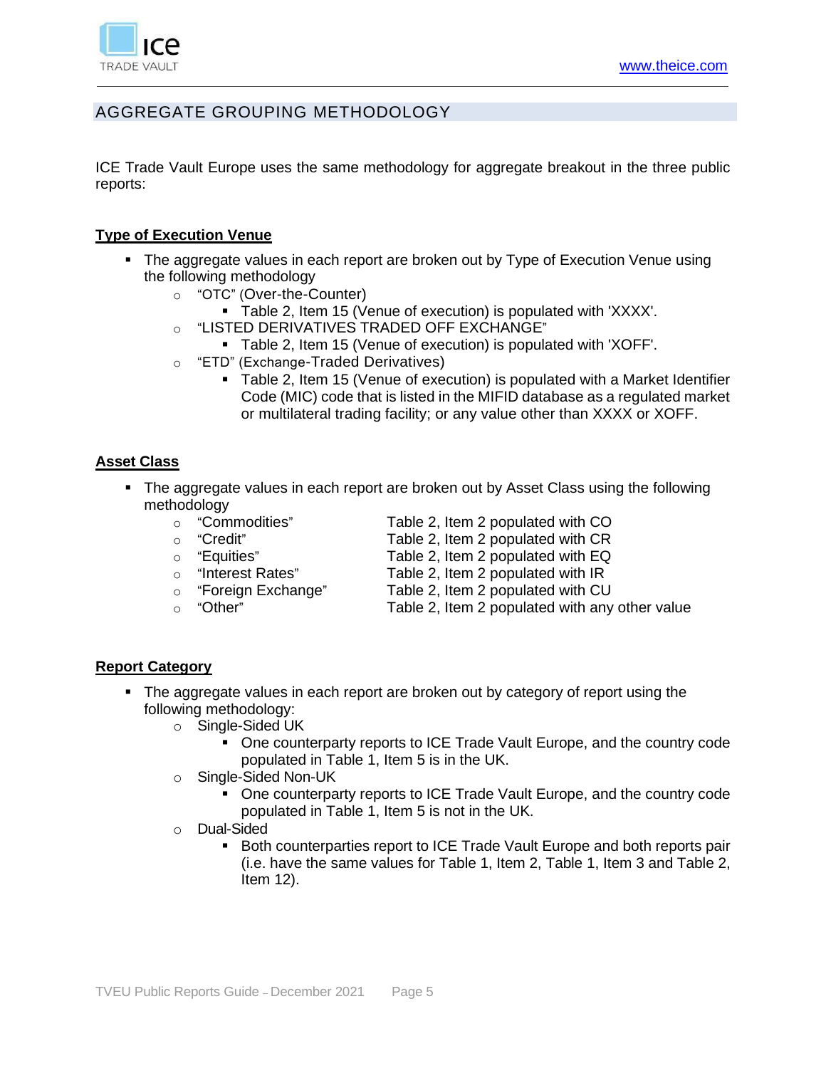## AGGREGATE GROUPING METHODOLOGY

ICE Trade Vault Europe uses the same methodology for aggregate breakout in the three public reports:

**Type of Execution Venue**

- The aggregate values in each report are broken out by Type of Execution Venue using the following methodology
  - "OTC" (Over-the-Counter)
    - Table 2, Item 15 (Venue of execution) is populated with 'XXXX'.
  - "LISTED DERIVATIVES TRADED OFF EXCHANGE"
    - Table 2, Item 15 (Venue of execution) is populated with 'XOFF'.
  - "ETD" (Exchange-Traded Derivatives)
    - Table 2, Item 15 (Venue of execution) is populated with a Market Identifier Code (MIC) code that is listed in the MIFID database as a regulated market or multilateral trading facility; or any value other than XXXX or XOFF.

**Asset Class**

- The aggregate values in each report are broken out by Asset Class using the following methodology
  - "Commodities" Table 2, Item 2 populated with CO
  - "Credit" Table 2, Item 2 populated with CR
  - "Equities" Table 2, Item 2 populated with EQ
  - "Interest Rates" Table 2, Item 2 populated with IR
  - "Foreign Exchange" Table 2, Item 2 populated with CU
  - "Other" Table 2, Item 2 populated with any other value

**Report Category**

- The aggregate values in each report are broken out by category of report using the following methodology:
  - Single-Sided UK
    - One counterparty reports to ICE Trade Vault Europe, and the country code populated in Table 1, Item 5 is in the UK.
  - Single-Sided Non-UK
    - One counterparty reports to ICE Trade Vault Europe, and the country code populated in Table 1, Item 5 is not in the UK.
  - Dual-Sided
    - Both counterparties report to ICE Trade Vault Europe and both reports pair (i.e. have the same values for Table 1, Item 2, Table 1, Item 3 and Table 2, Item 12).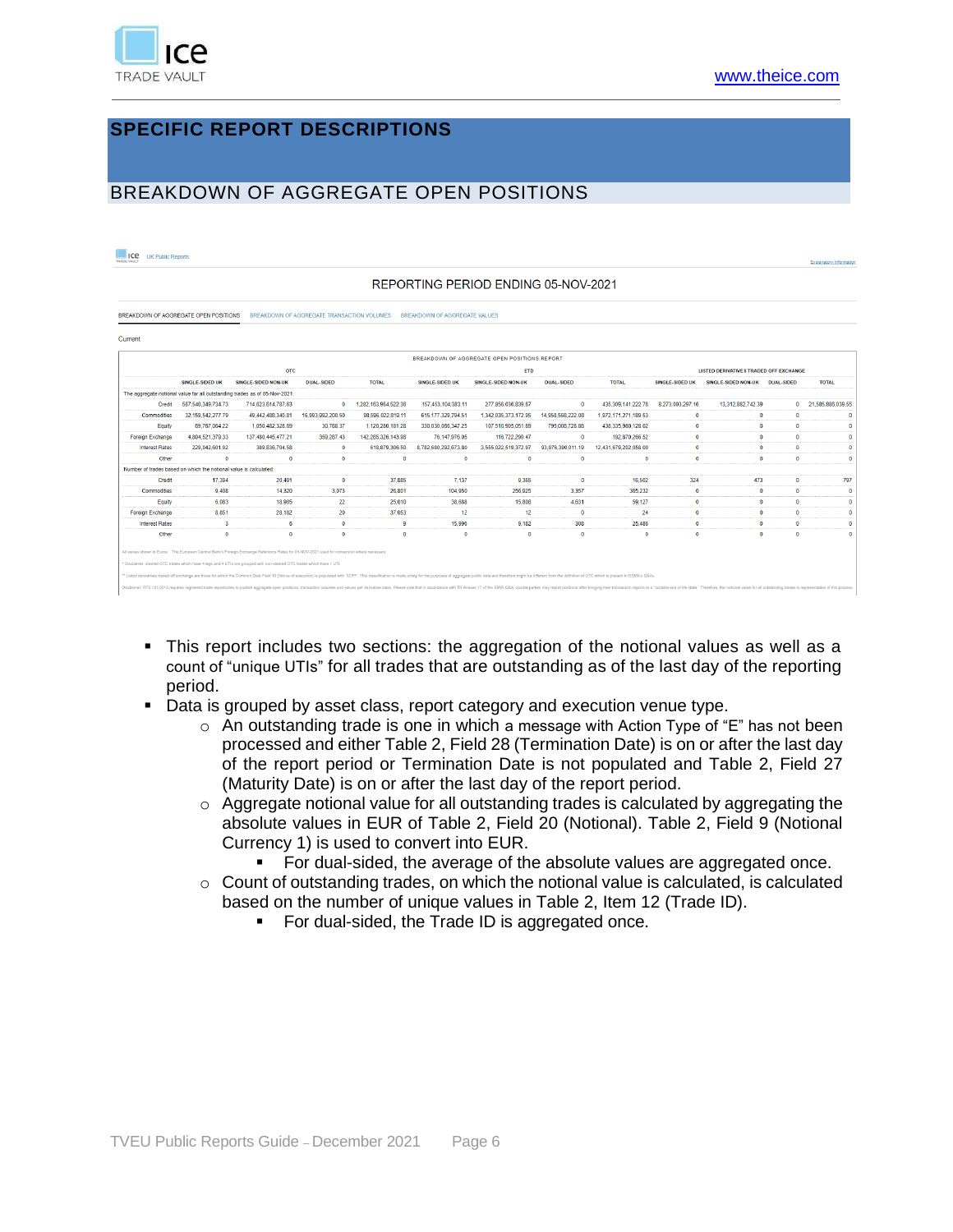## SPECIFIC REPORT DESCRIPTIONS

### BREAKDOWN OF AGGREGATE OPEN POSITIONS

ICE UK Public Reports — Explanatory Information

REPORTING PERIOD ENDING 05-NOV-2021

BREAKDOWN OF AGGREGATE OPEN POSITIONS | BREAKDOWN OF AGGREGATE TRANSACTION VOLUMES | BREAKDOWN OF AGGREGATE VALUES

Current

BREAKDOWN OF AGGREGATE OPEN POSITIONS REPORT

| | OTC | | | | ETD | | | | LISTED DERIVATIVES TRADED OFF EXCHANGE | | | |
|---|---|---|---|---|---|---|---|---|---|---|---|---|
| | SINGLE-SIDED UK | SINGLE-SIDED NON-UK | DUAL-SIDED | TOTAL | SINGLE-SIDED UK | SINGLE-SIDED NON-UK | DUAL-SIDED | TOTAL | SINGLE-SIDED UK | SINGLE-SIDED NON-UK | DUAL-SIDED | TOTAL |
| The aggregate notional value for all outstanding trades as of 05-Nov-2021 | | | | | | | | | | | | |
| Credit | 567,540,349,734.73 | 714,623,614,787.63 | 0 | 1,282,163,964,522.36 | 157,453,104,383.11 | 277,856,036,839.67 | 0 | 435,309,141,222.78 | 8,273,003,297.16 | 13,312,882,742.39 | 0 | 21,585,886,039.55 |
| Commodities | 32,159,542,277.79 | 40,442,488,340.81 | 16,903,992,200.50 | 89,506,022,819.11 | 615,177,329,794.51 | 1,342,035,373,172.95 | 14,958,568,222.08 | 1,972,171,271,189.53 | 0 | 0 | 0 | 0 |
| Equity | 69,767,064.22 | 1,050,482,328.69 | 30,788.37 | 1,120,280,181.28 | 330,030,066,347.25 | 107,510,905,051.89 | 795,008,728.88 | 438,335,980,128.02 | 0 | 0 | 0 | 0 |
| Foreign Exchange | 4,804,521,379.33 | 137,460,445,477.21 | 359,287.43 | 142,265,326,143.98 | 76,147,976.05 | 116,722,290.47 | 0 | 192,870,266.52 | 0 | 0 | 0 | 0 |
| Interest Rates | 229,042,601.92 | 389,836,704.58 | 0 | 618,879,306.50 | 8,782,680,292,673.80 | 3,555,022,519,372.97 | 93,976,390,011.19 | 12,431,679,202,058.00 | 0 | 0 | 0 | 0 |
| Other | 0 | 0 | 0 | 0 | 0 | 0 | 0 | 0 | 0 | 0 | 0 | 0 |
| Number of trades based on which the notional value is calculated: | | | | | | | | | | | | |
| Credit | 17,394 | 20,491 | 0 | 37,885 | 7,137 | 9,365 | 0 | 16,502 | 324 | 473 | 0 | 797 |
| Commodities | 9,408 | 14,320 | 3,073 | 26,801 | 104,950 | 256,925 | 3,357 | 365,232 | 0 | 0 | 0 | 0 |
| Equity | 6,083 | 18,905 | 22 | 25,010 | 38,688 | 15,808 | 4,631 | 59,127 | 0 | 0 | 0 | 0 |
| Foreign Exchange | 8,651 | 28,182 | 20 | 37,053 | 12 | 12 | 0 | 24 | 0 | 0 | 0 | 0 |
| Interest Rates | 3 | 6 | 0 | 9 | 15,996 | 9,182 | 308 | 25,486 | 0 | 0 | 0 | 0 |
| Other | 0 | 0 | 0 | 0 | 0 | 0 | 0 | 0 | 0 | 0 | 0 | 0 |

- This report includes two sections: the aggregation of the notional values as well as a count of "unique UTIs" for all trades that are outstanding as of the last day of the reporting period.
- Data is grouped by asset class, report category and execution venue type.
  - An outstanding trade is one in which a message with Action Type of "E" has not been processed and either Table 2, Field 28 (Termination Date) is on or after the last day of the report period or Termination Date is not populated and Table 2, Field 27 (Maturity Date) is on or after the last day of the report period.
  - Aggregate notional value for all outstanding trades is calculated by aggregating the absolute values in EUR of Table 2, Field 20 (Notional). Table 2, Field 9 (Notional Currency 1) is used to convert into EUR.
    - For dual-sided, the average of the absolute values are aggregated once.
  - Count of outstanding trades, on which the notional value is calculated, is calculated based on the number of unique values in Table 2, Item 12 (Trade ID).
    - For dual-sided, the Trade ID is aggregated once.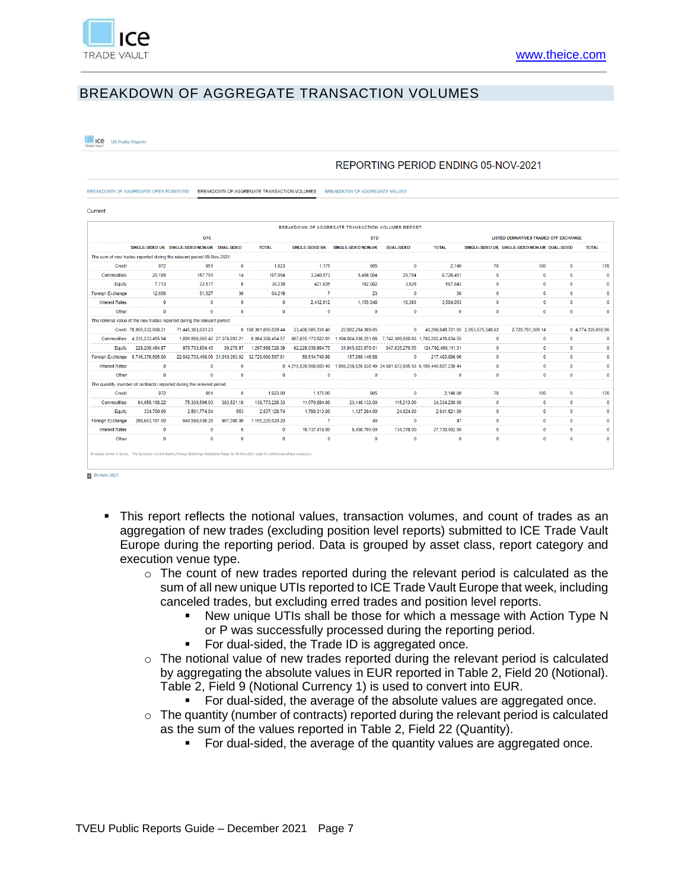## BREAKDOWN OF AGGREGATE TRANSACTION VOLUMES

ICE TRADE VAULT UK Public Reports

REPORTING PERIOD ENDING 05-NOV-2021

BREAKDOWN OF AGGREGATE OPEN POSITIONS | BREAKDOWN OF AGGREGATE TRANSACTION VOLUMES | BREAKDOWN OF AGGREGATE VALUES

Current

BREAKDOWN OF AGGREGATE TRANSACTION VOLUMES REPORT

| | OTC | | | | ETD | | | | LISTED DERIVATIVES TRADED OFF EXCHANGE | | | |
|---|---|---|---|---|---|---|---|---|---|---|---|---|
| | SINGLE-SIDED UK | SINGLE-SIDED NON-UK | DUAL-SIDED | TOTAL | SINGLE-SIDED UK | SINGLE-SIDED NON-UK | DUAL-SIDED | TOTAL | SINGLE-SIDED UK | SINGLE-SIDED NON-UK | DUAL-SIDED | TOTAL |
| The sum of new trades reported during the relevant period 05-Nov-2021: | | | | | | | | | | | | |
| Credit | 972 | 951 | 0 | 1,923 | 1,175 | 965 | 0 | 2,140 | 76 | 100 | 0 | 176 |
| Commodities | 20,189 | 167,791 | 14 | 187,994 | 3,240,573 | 5,456,084 | 29,794 | 8,726,451 | 0 | 0 | 0 | 0 |
| Equity | 7,713 | 22,517 | 8 | 30,238 | 421,835 | 162,082 | 3,926 | 587,843 | 0 | 0 | 0 | 0 |
| Foreign Exchange | 12,656 | 51,527 | 36 | 64,219 | 7 | 23 | 0 | 30 | 0 | 0 | 0 | 0 |
| Interest Rates | 0 | 0 | 0 | 0 | 2,412,612 | 1,155,048 | 16,393 | 3,584,053 | 0 | 0 | 0 | 0 |
| Other | 0 | 0 | 0 | 0 | 0 | 0 | 0 | 0 | 0 | 0 | 0 | 0 |
| The notional value of the new trades reported during the relevant period: | | | | | | | | | | | | |
| Credit | 78,856,532,606.21 | 71,445,363,023.23 | 0 | 150,301,895,629.44 | 23,406,565,331.40 | 22,892,284,389.65 | 0 | 46,298,849,721.05 | 2,053,575,346.82 | 2,720,761,309.14 | 0 | 4,774,336,655.96 |
| Commodities | 4,235,233,495.94 | 1,801,698,065.42 | 27,378,893.21 | 6,064,308,454.57 | 667,855,173,922.01 | 1,104,664,936,251.68 | 7,742,306,660.86 | 1,780,262,416,834.55 | 0 | 0 | 0 | 0 |
| Equity | 229,206,494.87 | 978,703,954.45 | 89,278.97 | 1,207,999,728.39 | 92,229,039,964.75 | 31,915,623,870.01 | 647,835,276.55 | 124,792,498,111.31 | 0 | 0 | 0 | 0 |
| Foreign Exchange | 9,746,376,695.80 | 22,942,703,458.09 | 31,010,353.92 | 32,720,090,507.81 | 59,514,749.98 | 157,969,146.98 | 0 | 217,483,896.96 | 0 | 0 | 0 | 0 |
| Interest Rates | 0 | 0 | 0 | 0 | 4,215,520,508,603.40 | 1,959,238,626,630.49 | 24,681,672,005.55 | 6,199,440,807,239.44 | 0 | 0 | 0 | 0 |
| Other | 0 | 0 | 0 | 0 | 0 | 0 | 0 | 0 | 0 | 0 | 0 | 0 |
| The quantity (number of contracts) reported during the relevant period: | | | | | | | | | | | | |
| Credit | 972 | 951 | 0 | 1,923.00 | 1,175.00 | 965 | 0 | 2,140.00 | 76 | 100 | 0 | 176 |
| Commodities | 64,059,108.22 | 75,330,596.93 | 383,521.18 | 139,773,226.33 | 11,070,894.00 | 23,148,132.00 | 115,213.00 | 34,334,239.00 | 0 | 0 | 0 | 0 |
| Equity | 334,700.90 | 2,501,774.84 | 653 | 2,837,128.74 | 1,790,313.00 | 1,127,284.00 | 24,024.00 | 2,941,621.00 | 0 | 0 | 0 | 0 |
| Foreign Exchange | 209,663,181.00 | 944,590,639.20 | 967,000.00 | 1,155,220,820.20 | 7 | 40 | 0 | 47 | 0 | 0 | 0 | 0 |
| Interest Rates | 0 | 0 | 0 | 0 | 19,137,419.00 | 8,458,705.00 | 134,378.00 | 27,730,502.00 | 0 | 0 | 0 | 0 |
| Other | 0 | 0 | 0 | 0 | 0 | 0 | 0 | 0 | 0 | 0 | 0 | 0 |

All values shown in Euros. The European Central Bank's Foreign Exchange Reference Rates for 05-Nov-2021 used for conversion where necessary.

05-Nov-2021

- This report reflects the notional values, transaction volumes, and count of trades as an aggregation of new trades (excluding position level reports) submitted to ICE Trade Vault Europe during the reporting period. Data is grouped by asset class, report category and execution venue type.
  - The count of new trades reported during the relevant period is calculated as the sum of all new unique UTIs reported to ICE Trade Vault Europe that week, including canceled trades, but excluding erred trades and position level reports.
    - New unique UTIs shall be those for which a message with Action Type N or P was successfully processed during the reporting period.
    - For dual-sided, the Trade ID is aggregated once.
  - The notional value of new trades reported during the relevant period is calculated by aggregating the absolute values in EUR reported in Table 2, Field 20 (Notional). Table 2, Field 9 (Notional Currency 1) is used to convert into EUR.
    - For dual-sided, the average of the absolute values are aggregated once.
  - The quantity (number of contracts) reported during the relevant period is calculated as the sum of the values reported in Table 2, Field 22 (Quantity).
    - For dual-sided, the average of the quantity values are aggregated once.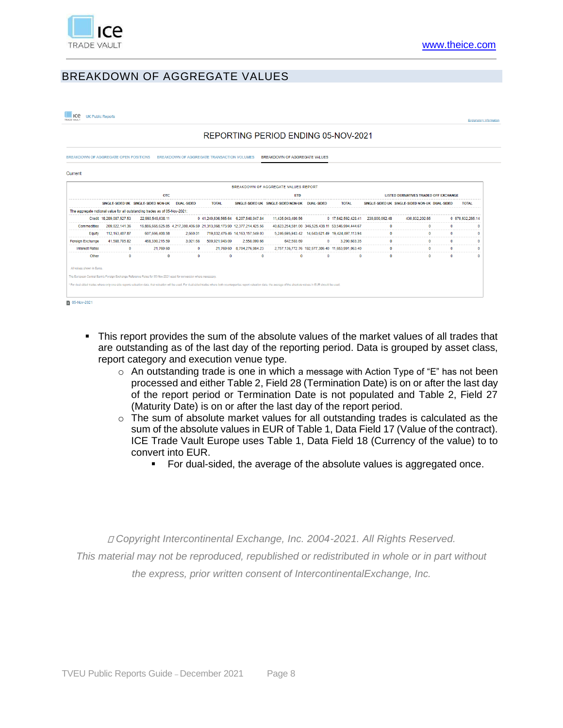## BREAKDOWN OF AGGREGATE VALUES

UK Public Reports

Explanatory Information

REPORTING PERIOD ENDING 05-NOV-2021

BREAKDOWN OF AGGREGATE OPEN POSITIONS | BREAKDOWN OF AGGREGATE TRANSACTION VOLUMES | BREAKDOWN OF AGGREGATE VALUES

Current

BREAKDOWN OF AGGREGATE VALUES REPORT

| | OTC | | | | ETD | | | | LISTED DERIVATIVES TRADED OFF EXCHANGE | | | |
|---|---|---|---|---|---|---|---|---|---|---|---|---|
| | SINGLE-SIDED UK | SINGLE-SIDED NON-UK | DUAL-SIDED | TOTAL | SINGLE-SIDED UK | SINGLE-SIDED NON-UK | DUAL-SIDED | TOTAL | SINGLE-SIDED UK | SINGLE-SIDED NON-UK | DUAL-SIDED | TOTAL |
| The aggregate notional value for all outstanding trades as of 05-Nov-2021: | | | | | | | | | | | | |
| Credit | 18,289,087,527.53 | 22,960,549,038.11 | 0 | 41,249,636,565.64 | 6,207,548,947.84 | 11,435,043,480.56 | 0 | 17,642,592,428.41 | 239,800,062.49 | 430,832,202.65 | 0 | 670,632,265.14 |
| Commodities | 209,022,141.36 | 16,886,665,625.85 | 4,217,380,406.69 | 21,313,068,173.90 | 12,377,214,425.56 | 40,823,254,581.00 | 346,525,438.11 | 53,546,994,444.67 | 0 | 0 | 0 | 0 |
| Equity | 112,163,407.87 | 607,666,408.58 | 2,660.01 | 719,832,476.46 | 14,163,157,549.03 | 5,246,695,943.42 | 14,643,621.49 | 19,424,497,113.94 | 0 | 0 | 0 | 0 |
| Foreign Exchange | 41,588,705.82 | 468,330,215.59 | 3,021.58 | 509,921,943.09 | 2,558,099.66 | 642,503.69 | 0 | 3,200,603.35 | 0 | 0 | 0 | 0 |
| Interest Rates | 0 | 21,769.60 | 0 | 21,769.60 | 8,704,276,984.23 | 2,757,136,772.76 | 192,577,306.40 | 11,653,991,063.40 | 0 | 0 | 0 | 0 |
| Other | 0 | 0 | 0 | 0 | 0 | 0 | 0 | 0 | 0 | 0 | 0 | 0 |

All values shown in Euros.

The European Central Bank's Foreign Exchange Reference Rates for 05-Nov-2021 used for conversion where necessary.

* For dual-sided trades where only one side reports valuation data, that valuation will be used. For dual-sided trades where both counterparties report valuation data, the average of the absolute values in EUR should be used.

05-Nov-2021

- This report provides the sum of the absolute values of the market values of all trades that are outstanding as of the last day of the reporting period. Data is grouped by asset class, report category and execution venue type.
  - An outstanding trade is one in which a message with Action Type of "E" has not been processed and either Table 2, Field 28 (Termination Date) is on or after the last day of the report period or Termination Date is not populated and Table 2, Field 27 (Maturity Date) is on or after the last day of the report period.
  - The sum of absolute market values for all outstanding trades is calculated as the sum of the absolute values in EUR of Table 1, Data Field 17 (Value of the contract). ICE Trade Vault Europe uses Table 1, Data Field 18 (Currency of the value) to to convert into EUR.
    - For dual-sided, the average of the absolute values is aggregated once.

*© Copyright Intercontinental Exchange, Inc. 2004-2021. All Rights Reserved.*
*This material may not be reproduced, republished or redistributed in whole or in part without the express, prior written consent of IntercontinentalExchange, Inc.*